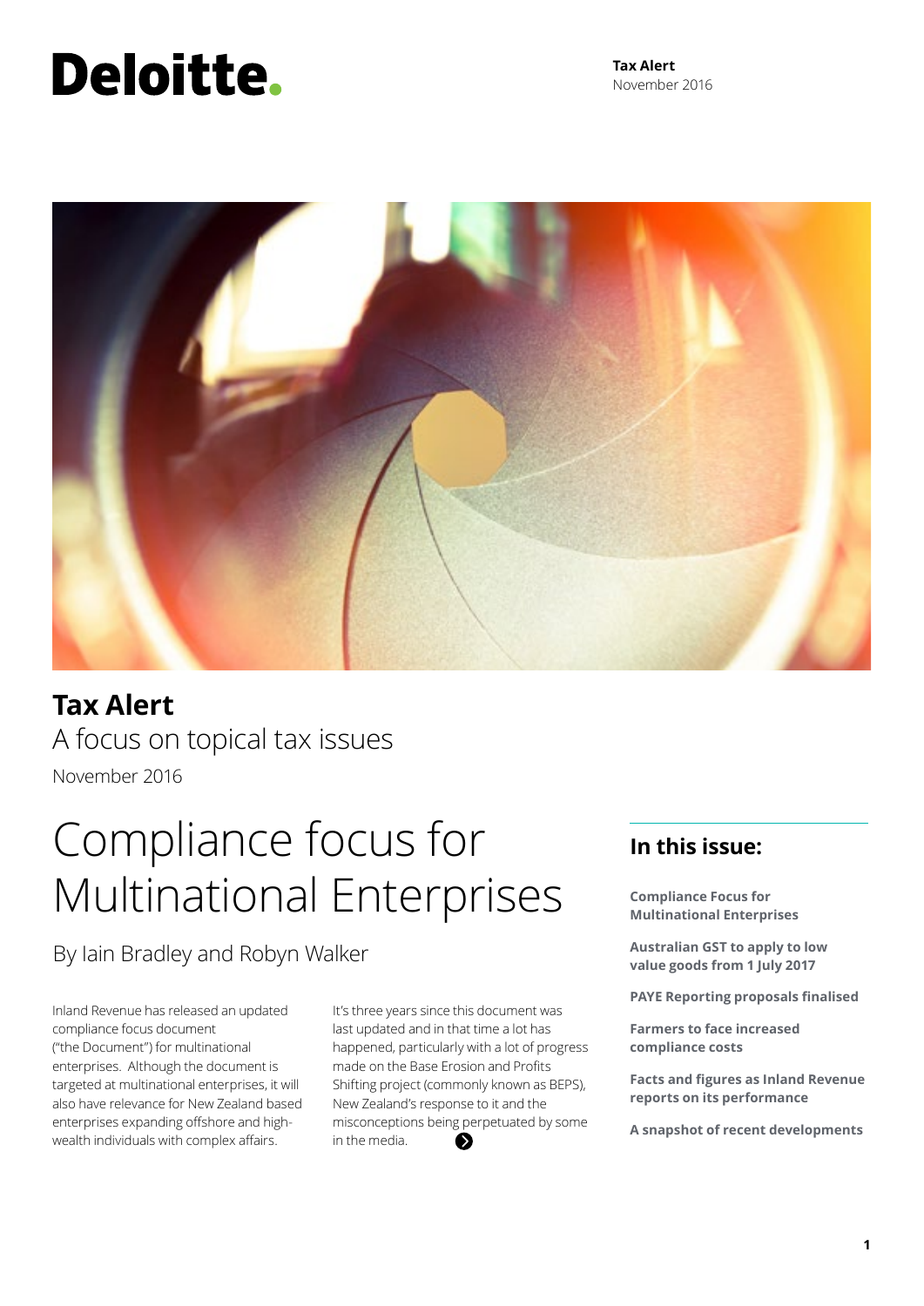Deloitte.

**Tax Alert**
November 2016

# Tax Alert

A focus on topical tax issues

November 2016

## Compliance focus for Multinational Enterprises

By Iain Bradley and Robyn Walker

Inland Revenue has released an updated compliance focus document ("the Document") for multinational enterprises. Although the document is targeted at multinational enterprises, it will also have relevance for New Zealand based enterprises expanding offshore and high-wealth individuals with complex affairs.

It's three years since this document was last updated and in that time a lot has happened, particularly with a lot of progress made on the Base Erosion and Profits Shifting project (commonly known as BEPS), New Zealand's response to it and the misconceptions being perpetuated by some in the media.

### In this issue:

**Compliance Focus for Multinational Enterprises**

**Australian GST to apply to low value goods from 1 July 2017**

**PAYE Reporting proposals finalised**

**Farmers to face increased compliance costs**

**Facts and figures as Inland Revenue reports on its performance**

**A snapshot of recent developments**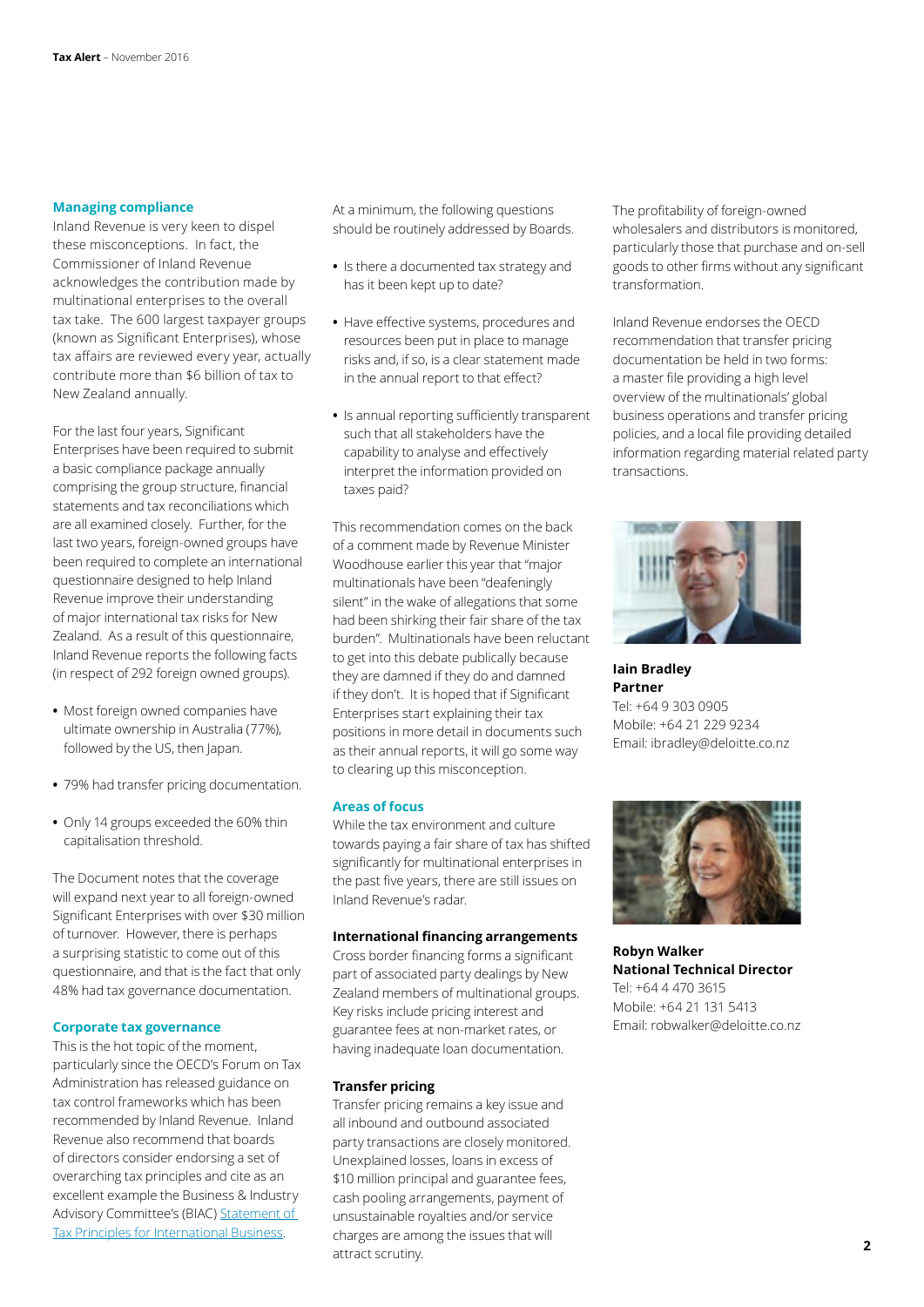## Managing compliance

Inland Revenue is very keen to dispel these misconceptions. In fact, the Commissioner of Inland Revenue acknowledges the contribution made by multinational enterprises to the overall tax take. The 600 largest taxpayer groups (known as Significant Enterprises), whose tax affairs are reviewed every year, actually contribute more than $6 billion of tax to New Zealand annually.

For the last four years, Significant Enterprises have been required to submit a basic compliance package annually comprising the group structure, financial statements and tax reconciliations which are all examined closely. Further, for the last two years, foreign-owned groups have been required to complete an international questionnaire designed to help Inland Revenue improve their understanding of major international tax risks for New Zealand. As a result of this questionnaire, Inland Revenue reports the following facts (in respect of 292 foreign owned groups).

- Most foreign owned companies have ultimate ownership in Australia (77%), followed by the US, then Japan.
- 79% had transfer pricing documentation.
- Only 14 groups exceeded the 60% thin capitalisation threshold.

The Document notes that the coverage will expand next year to all foreign-owned Significant Enterprises with over $30 million of turnover. However, there is perhaps a surprising statistic to come out of this questionnaire, and that is the fact that only 48% had tax governance documentation.

## Corporate tax governance

This is the hot topic of the moment, particularly since the OECD's Forum on Tax Administration has released guidance on tax control frameworks which has been recommended by Inland Revenue. Inland Revenue also recommend that boards of directors consider endorsing a set of overarching tax principles and cite as an excellent example the Business & Industry Advisory Committee's (BIAC) Statement of Tax Principles for International Business.

At a minimum, the following questions should be routinely addressed by Boards.

- Is there a documented tax strategy and has it been kept up to date?
- Have effective systems, procedures and resources been put in place to manage risks and, if so, is a clear statement made in the annual report to that effect?
- Is annual reporting sufficiently transparent such that all stakeholders have the capability to analyse and effectively interpret the information provided on taxes paid?

This recommendation comes on the back of a comment made by Revenue Minister Woodhouse earlier this year that "major multinationals have been "deafeningly silent" in the wake of allegations that some had been shirking their fair share of the tax burden". Multinationals have been reluctant to get into this debate publically because they are damned if they do and damned if they don't. It is hoped that if Significant Enterprises start explaining their tax positions in more detail in documents such as their annual reports, it will go some way to clearing up this misconception.

## Areas of focus

While the tax environment and culture towards paying a fair share of tax has shifted significantly for multinational enterprises in the past five years, there are still issues on Inland Revenue's radar.

### International financing arrangements

Cross border financing forms a significant part of associated party dealings by New Zealand members of multinational groups. Key risks include pricing interest and guarantee fees at non-market rates, or having inadequate loan documentation.

### Transfer pricing

Transfer pricing remains a key issue and all inbound and outbound associated party transactions are closely monitored. Unexplained losses, loans in excess of $10 million principal and guarantee fees, cash pooling arrangements, payment of unsustainable royalties and/or service charges are among the issues that will attract scrutiny.

The profitability of foreign-owned wholesalers and distributors is monitored, particularly those that purchase and on-sell goods to other firms without any significant transformation.

Inland Revenue endorses the OECD recommendation that transfer pricing documentation be held in two forms: a master file providing a high level overview of the multinationals' global business operations and transfer pricing policies, and a local file providing detailed information regarding material related party transactions.

**Iain Bradley**
**Partner**
Tel: +64 9 303 0905
Mobile: +64 21 229 9234
Email: ibradley@deloitte.co.nz

**Robyn Walker**
**National Technical Director**
Tel: +64 4 470 3615
Mobile: +64 21 131 5413
Email: robwalker@deloitte.co.nz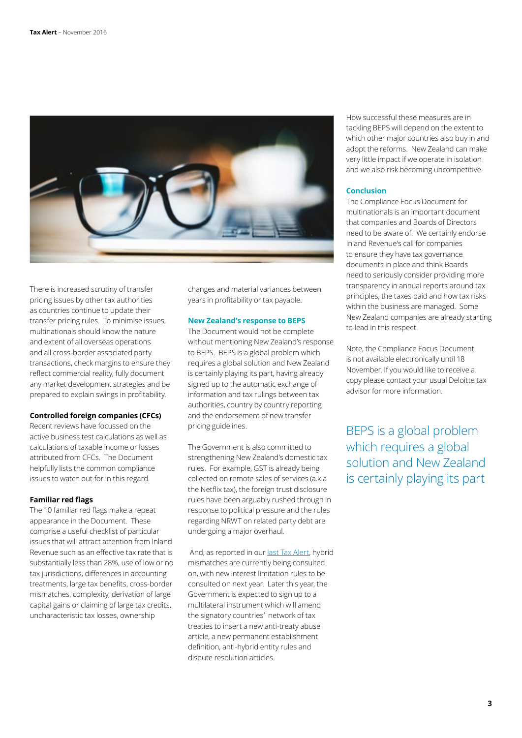There is increased scrutiny of transfer pricing issues by other tax authorities as countries continue to update their transfer pricing rules. To minimise issues, multinationals should know the nature and extent of all overseas operations and all cross-border associated party transactions, check margins to ensure they reflect commercial reality, fully document any market development strategies and be prepared to explain swings in profitability.

**Controlled foreign companies (CFCs)**

Recent reviews have focussed on the active business test calculations as well as calculations of taxable income or losses attributed from CFCs. The Document helpfully lists the common compliance issues to watch out for in this regard.

**Familiar red flags**

The 10 familiar red flags make a repeat appearance in the Document. These comprise a useful checklist of particular issues that will attract attention from Inland Revenue such as an effective tax rate that is substantially less than 28%, use of low or no tax jurisdictions, differences in accounting treatments, large tax benefits, cross-border mismatches, complexity, derivation of large capital gains or claiming of large tax credits, uncharacteristic tax losses, ownership changes and material variances between years in profitability or tax payable.

### New Zealand's response to BEPS

The Document would not be complete without mentioning New Zealand's response to BEPS. BEPS is a global problem which requires a global solution and New Zealand is certainly playing its part, having already signed up to the automatic exchange of information and tax rulings between tax authorities, country by country reporting and the endorsement of new transfer pricing guidelines.

The Government is also committed to strengthening New Zealand's domestic tax rules. For example, GST is already being collected on remote sales of services (a.k.a the Netflix tax), the foreign trust disclosure rules have been arguably rushed through in response to political pressure and the rules regarding NRWT on related party debt are undergoing a major overhaul.

And, as reported in our last Tax Alert, hybrid mismatches are currently being consulted on, with new interest limitation rules to be consulted on next year. Later this year, the Government is expected to sign up to a multilateral instrument which will amend the signatory countries' network of tax treaties to insert a new anti-treaty abuse article, a new permanent establishment definition, anti-hybrid entity rules and dispute resolution articles.

How successful these measures are in tackling BEPS will depend on the extent to which other major countries also buy in and adopt the reforms. New Zealand can make very little impact if we operate in isolation and we also risk becoming uncompetitive.

### Conclusion

The Compliance Focus Document for multinationals is an important document that companies and Boards of Directors need to be aware of. We certainly endorse Inland Revenue's call for companies to ensure they have tax governance documents in place and think Boards need to seriously consider providing more transparency in annual reports around tax principles, the taxes paid and how tax risks within the business are managed. Some New Zealand companies are already starting to lead in this respect.

Note, the Compliance Focus Document is not available electronically until 18 November. If you would like to receive a copy please contact your usual Deloitte tax advisor for more information.

BEPS is a global problem which requires a global solution and New Zealand is certainly playing its part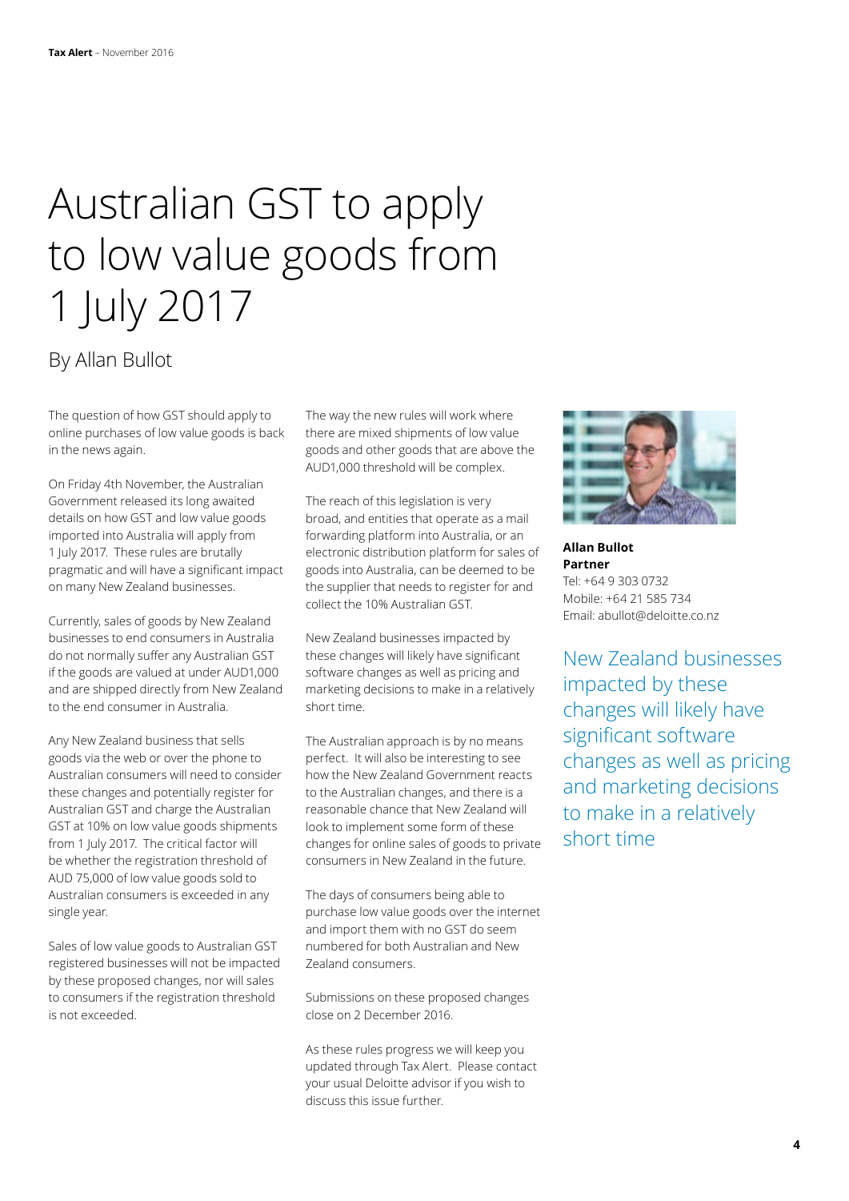# Australian GST to apply to low value goods from 1 July 2017

By Allan Bullot

The question of how GST should apply to online purchases of low value goods is back in the news again.

On Friday 4th November, the Australian Government released its long awaited details on how GST and low value goods imported into Australia will apply from 1 July 2017. These rules are brutally pragmatic and will have a significant impact on many New Zealand businesses.

Currently, sales of goods by New Zealand businesses to end consumers in Australia do not normally suffer any Australian GST if the goods are valued at under AUD1,000 and are shipped directly from New Zealand to the end consumer in Australia.

Any New Zealand business that sells goods via the web or over the phone to Australian consumers will need to consider these changes and potentially register for Australian GST and charge the Australian GST at 10% on low value goods shipments from 1 July 2017. The critical factor will be whether the registration threshold of AUD 75,000 of low value goods sold to Australian consumers is exceeded in any single year.

Sales of low value goods to Australian GST registered businesses will not be impacted by these proposed changes, nor will sales to consumers if the registration threshold is not exceeded.

The way the new rules will work where there are mixed shipments of low value goods and other goods that are above the AUD1,000 threshold will be complex.

The reach of this legislation is very broad, and entities that operate as a mail forwarding platform into Australia, or an electronic distribution platform for sales of goods into Australia, can be deemed to be the supplier that needs to register for and collect the 10% Australian GST.

New Zealand businesses impacted by these changes will likely have significant software changes as well as pricing and marketing decisions to make in a relatively short time.

The Australian approach is by no means perfect. It will also be interesting to see how the New Zealand Government reacts to the Australian changes, and there is a reasonable chance that New Zealand will look to implement some form of these changes for online sales of goods to private consumers in New Zealand in the future.

The days of consumers being able to purchase low value goods over the internet and import them with no GST do seem numbered for both Australian and New Zealand consumers.

Submissions on these proposed changes close on 2 December 2016.

As these rules progress we will keep you updated through Tax Alert. Please contact your usual Deloitte advisor if you wish to discuss this issue further.

**Allan Bullot**
**Partner**
Tel: +64 9 303 0732
Mobile: +64 21 585 734
Email: abullot@deloitte.co.nz

New Zealand businesses impacted by these changes will likely have significant software changes as well as pricing and marketing decisions to make in a relatively short time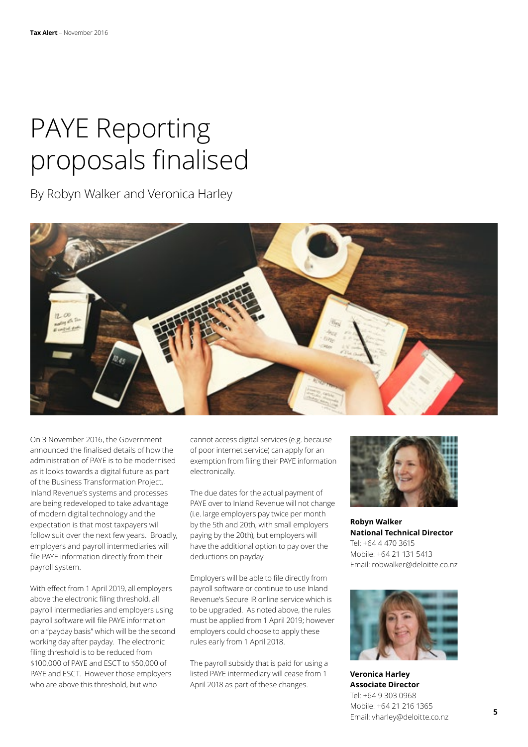# PAYE Reporting proposals finalised

By Robyn Walker and Veronica Harley

On 3 November 2016, the Government announced the finalised details of how the administration of PAYE is to be modernised as it looks towards a digital future as part of the Business Transformation Project. Inland Revenue's systems and processes are being redeveloped to take advantage of modern digital technology and the expectation is that most taxpayers will follow suit over the next few years. Broadly, employers and payroll intermediaries will file PAYE information directly from their payroll system.

With effect from 1 April 2019, all employers above the electronic filing threshold, all payroll intermediaries and employers using payroll software will file PAYE information on a "payday basis" which will be the second working day after payday. The electronic filing threshold is to be reduced from $100,000 of PAYE and ESCT to $50,000 of PAYE and ESCT. However those employers who are above this threshold, but who cannot access digital services (e.g. because of poor internet service) can apply for an exemption from filing their PAYE information electronically.

The due dates for the actual payment of PAYE over to Inland Revenue will not change (i.e. large employers pay twice per month by the 5th and 20th, with small employers paying by the 20th), but employers will have the additional option to pay over the deductions on payday.

Employers will be able to file directly from payroll software or continue to use Inland Revenue's Secure IR online service which is to be upgraded. As noted above, the rules must be applied from 1 April 2019; however employers could choose to apply these rules early from 1 April 2018.

The payroll subsidy that is paid for using a listed PAYE intermediary will cease from 1 April 2018 as part of these changes.

**Robyn Walker**
**National Technical Director**
Tel: +64 4 470 3615
Mobile: +64 21 131 5413
Email: robwalker@deloitte.co.nz

**Veronica Harley**
**Associate Director**
Tel: +64 9 303 0968
Mobile: +64 21 216 1365
Email: vharley@deloitte.co.nz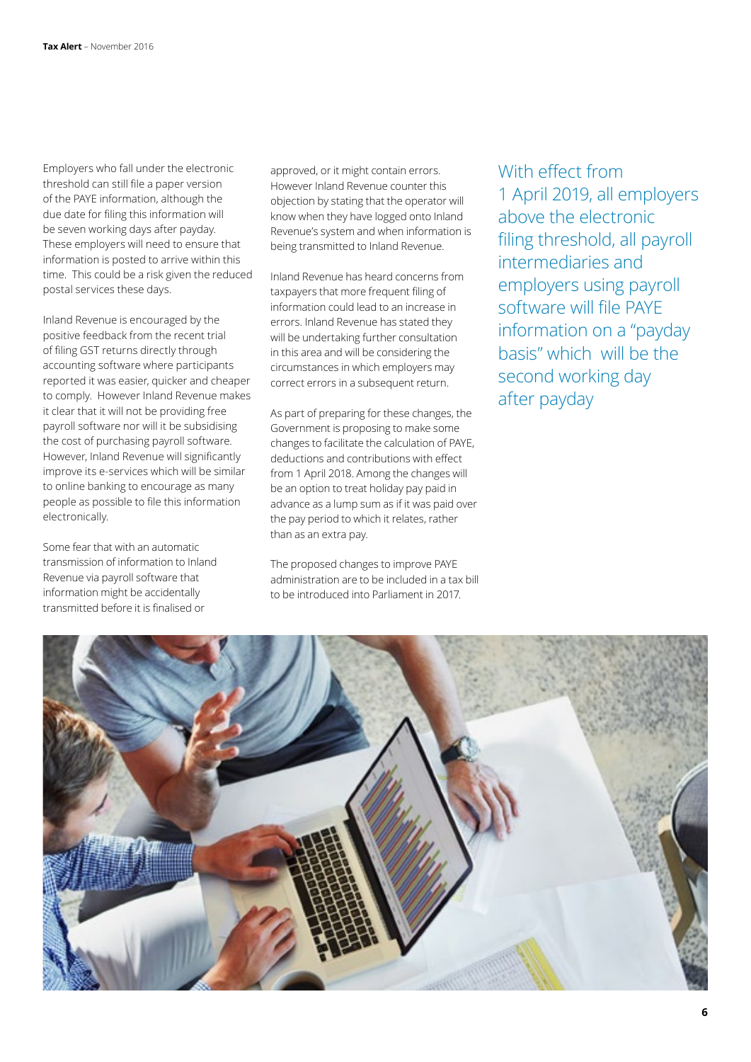Employers who fall under the electronic threshold can still file a paper version of the PAYE information, although the due date for filing this information will be seven working days after payday. These employers will need to ensure that information is posted to arrive within this time. This could be a risk given the reduced postal services these days.

Inland Revenue is encouraged by the positive feedback from the recent trial of filing GST returns directly through accounting software where participants reported it was easier, quicker and cheaper to comply. However Inland Revenue makes it clear that it will not be providing free payroll software nor will it be subsidising the cost of purchasing payroll software. However, Inland Revenue will significantly improve its e-services which will be similar to online banking to encourage as many people as possible to file this information electronically.

Some fear that with an automatic transmission of information to Inland Revenue via payroll software that information might be accidentally transmitted before it is finalised or approved, or it might contain errors. However Inland Revenue counter this objection by stating that the operator will know when they have logged onto Inland Revenue's system and when information is being transmitted to Inland Revenue.

Inland Revenue has heard concerns from taxpayers that more frequent filing of information could lead to an increase in errors. Inland Revenue has stated they will be undertaking further consultation in this area and will be considering the circumstances in which employers may correct errors in a subsequent return.

As part of preparing for these changes, the Government is proposing to make some changes to facilitate the calculation of PAYE, deductions and contributions with effect from 1 April 2018. Among the changes will be an option to treat holiday pay paid in advance as a lump sum as if it was paid over the pay period to which it relates, rather than as an extra pay.

The proposed changes to improve PAYE administration are to be included in a tax bill to be introduced into Parliament in 2017.

With effect from 1 April 2019, all employers above the electronic filing threshold, all payroll intermediaries and employers using payroll software will file PAYE information on a "payday basis" which will be the second working day after payday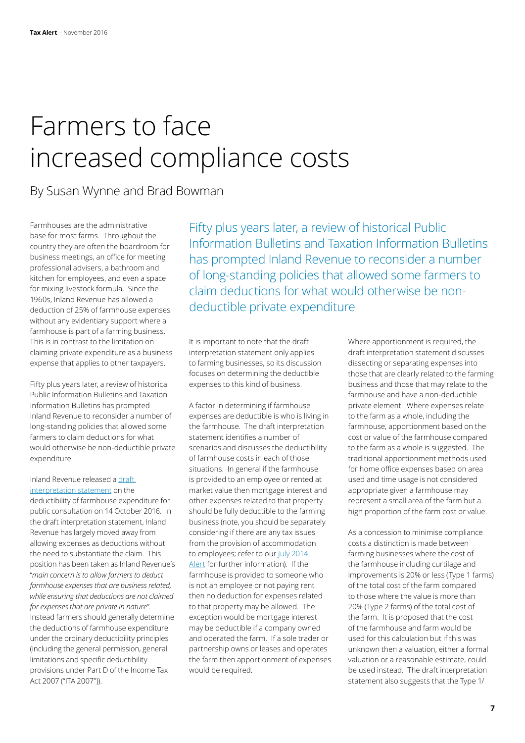# Farmers to face increased compliance costs

By Susan Wynne and Brad Bowman

Farmhouses are the administrative base for most farms. Throughout the country they are often the boardroom for business meetings, an office for meeting professional advisers, a bathroom and kitchen for employees, and even a space for mixing livestock formula. Since the 1960s, Inland Revenue has allowed a deduction of 25% of farmhouse expenses without any evidentiary support where a farmhouse is part of a farming business. This is in contrast to the limitation on claiming private expenditure as a business expense that applies to other taxpayers.

Fifty plus years later, a review of historical Public Information Bulletins and Taxation Information Bulletins has prompted Inland Revenue to reconsider a number of long-standing policies that allowed some farmers to claim deductions for what would otherwise be non-deductible private expenditure.

Inland Revenue released a draft interpretation statement on the deductibility of farmhouse expenditure for public consultation on 14 October 2016. In the draft interpretation statement, Inland Revenue has largely moved away from allowing expenses as deductions without the need to substantiate the claim. This position has been taken as Inland Revenue's "*main concern is to allow farmers to deduct farmhouse expenses that are business related, while ensuring that deductions are not claimed for expenses that are private in nature*". Instead farmers should generally determine the deductions of farmhouse expenditure under the ordinary deductibility principles (including the general permission, general limitations and specific deductibility provisions under Part D of the Income Tax Act 2007 ("ITA 2007")).

> Fifty plus years later, a review of historical Public Information Bulletins and Taxation Information Bulletins has prompted Inland Revenue to reconsider a number of long-standing policies that allowed some farmers to claim deductions for what would otherwise be non-deductible private expenditure

It is important to note that the draft interpretation statement only applies to farming businesses, so its discussion focuses on determining the deductible expenses to this kind of business.

A factor in determining if farmhouse expenses are deductible is who is living in the farmhouse. The draft interpretation statement identifies a number of scenarios and discusses the deductibility of farmhouse costs in each of those situations. In general if the farmhouse is provided to an employee or rented at market value then mortgage interest and other expenses related to that property should be fully deductible to the farming business (note, you should be separately considering if there are any tax issues from the provision of accommodation to employees; refer to our July 2014 Alert for further information). If the farmhouse is provided to someone who is not an employee or not paying rent then no deduction for expenses related to that property may be allowed. The exception would be mortgage interest may be deductible if a company owned and operated the farm. If a sole trader or partnership owns or leases and operates the farm then apportionment of expenses would be required.

Where apportionment is required, the draft interpretation statement discusses dissecting or separating expenses into those that are clearly related to the farming business and those that may relate to the farmhouse and have a non-deductible private element. Where expenses relate to the farm as a whole, including the farmhouse, apportionment based on the cost or value of the farmhouse compared to the farm as a whole is suggested. The traditional apportionment methods used for home office expenses based on area used and time usage is not considered appropriate given a farmhouse may represent a small area of the farm but a high proportion of the farm cost or value.

As a concession to minimise compliance costs a distinction is made between farming businesses where the cost of the farmhouse including curtilage and improvements is 20% or less (Type 1 farms) of the total cost of the farm compared to those where the value is more than 20% (Type 2 farms) of the total cost of the farm. It is proposed that the cost of the farmhouse and farm would be used for this calculation but if this was unknown then a valuation, either a formal valuation or a reasonable estimate, could be used instead. The draft interpretation statement also suggests that the Type 1/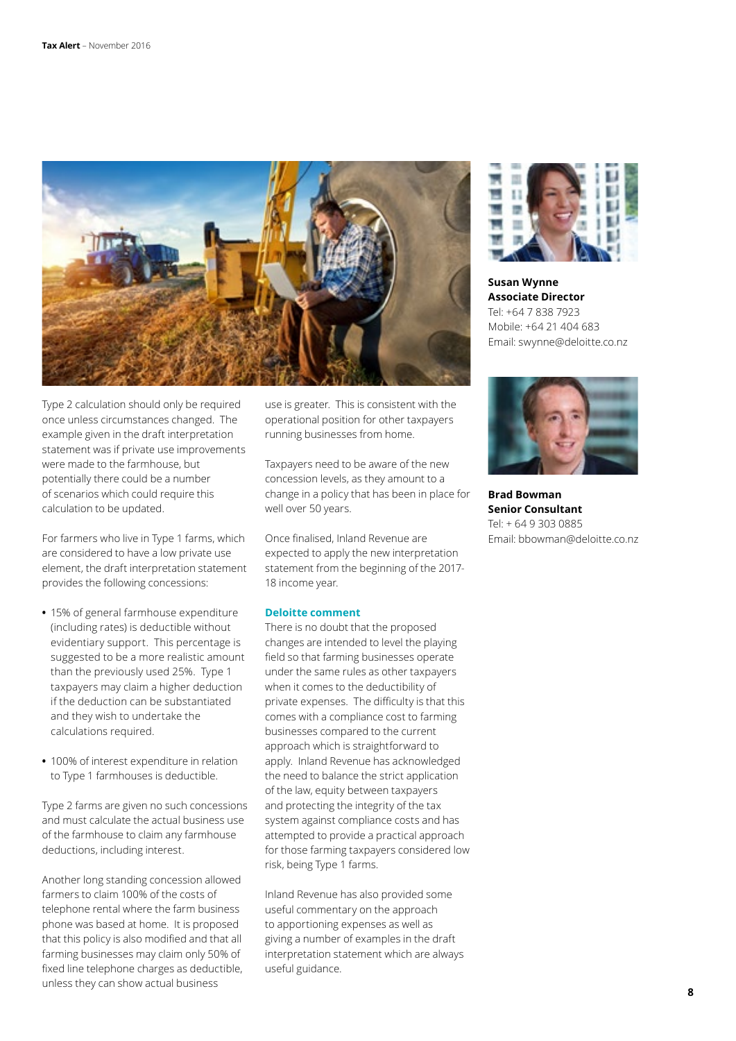Type 2 calculation should only be required once unless circumstances changed. The example given in the draft interpretation statement was if private use improvements were made to the farmhouse, but potentially there could be a number of scenarios which could require this calculation to be updated.

For farmers who live in Type 1 farms, which are considered to have a low private use element, the draft interpretation statement provides the following concessions:

- 15% of general farmhouse expenditure (including rates) is deductible without evidentiary support. This percentage is suggested to be a more realistic amount than the previously used 25%. Type 1 taxpayers may claim a higher deduction if the deduction can be substantiated and they wish to undertake the calculations required.
- 100% of interest expenditure in relation to Type 1 farmhouses is deductible.

Type 2 farms are given no such concessions and must calculate the actual business use of the farmhouse to claim any farmhouse deductions, including interest.

Another long standing concession allowed farmers to claim 100% of the costs of telephone rental where the farm business phone was based at home. It is proposed that this policy is also modified and that all farming businesses may claim only 50% of fixed line telephone charges as deductible, unless they can show actual business use is greater. This is consistent with the operational position for other taxpayers running businesses from home.

Taxpayers need to be aware of the new concession levels, as they amount to a change in a policy that has been in place for well over 50 years.

Once finalised, Inland Revenue are expected to apply the new interpretation statement from the beginning of the 2017-18 income year.

**Deloitte comment**

There is no doubt that the proposed changes are intended to level the playing field so that farming businesses operate under the same rules as other taxpayers when it comes to the deductibility of private expenses. The difficulty is that this comes with a compliance cost to farming businesses compared to the current approach which is straightforward to apply. Inland Revenue has acknowledged the need to balance the strict application of the law, equity between taxpayers and protecting the integrity of the tax system against compliance costs and has attempted to provide a practical approach for those farming taxpayers considered low risk, being Type 1 farms.

Inland Revenue has also provided some useful commentary on the approach to apportioning expenses as well as giving a number of examples in the draft interpretation statement which are always useful guidance.

**Susan Wynne**
**Associate Director**
Tel: +64 7 838 7923
Mobile: +64 21 404 683
Email: swynne@deloitte.co.nz

**Brad Bowman**
**Senior Consultant**
Tel: + 64 9 303 0885
Email: bbowman@deloitte.co.nz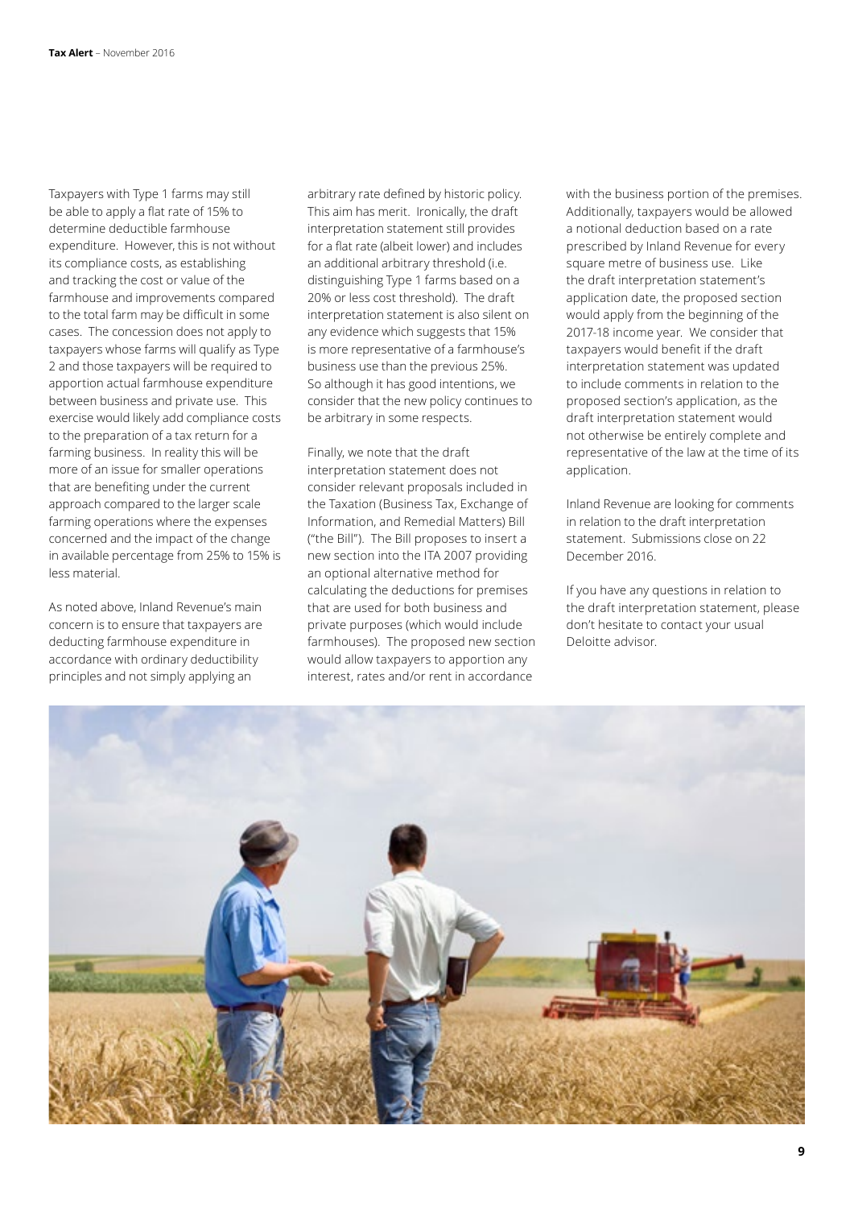Taxpayers with Type 1 farms may still be able to apply a flat rate of 15% to determine deductible farmhouse expenditure. However, this is not without its compliance costs, as establishing and tracking the cost or value of the farmhouse and improvements compared to the total farm may be difficult in some cases. The concession does not apply to taxpayers whose farms will qualify as Type 2 and those taxpayers will be required to apportion actual farmhouse expenditure between business and private use. This exercise would likely add compliance costs to the preparation of a tax return for a farming business. In reality this will be more of an issue for smaller operations that are benefiting under the current approach compared to the larger scale farming operations where the expenses concerned and the impact of the change in available percentage from 25% to 15% is less material.

As noted above, Inland Revenue's main concern is to ensure that taxpayers are deducting farmhouse expenditure in accordance with ordinary deductibility principles and not simply applying an arbitrary rate defined by historic policy. This aim has merit. Ironically, the draft interpretation statement still provides for a flat rate (albeit lower) and includes an additional arbitrary threshold (i.e. distinguishing Type 1 farms based on a 20% or less cost threshold). The draft interpretation statement is also silent on any evidence which suggests that 15% is more representative of a farmhouse's business use than the previous 25%. So although it has good intentions, we consider that the new policy continues to be arbitrary in some respects.

Finally, we note that the draft interpretation statement does not consider relevant proposals included in the Taxation (Business Tax, Exchange of Information, and Remedial Matters) Bill ("the Bill"). The Bill proposes to insert a new section into the ITA 2007 providing an optional alternative method for calculating the deductions for premises that are used for both business and private purposes (which would include farmhouses). The proposed new section would allow taxpayers to apportion any interest, rates and/or rent in accordance with the business portion of the premises. Additionally, taxpayers would be allowed a notional deduction based on a rate prescribed by Inland Revenue for every square metre of business use. Like the draft interpretation statement's application date, the proposed section would apply from the beginning of the 2017-18 income year. We consider that taxpayers would benefit if the draft interpretation statement was updated to include comments in relation to the proposed section's application, as the draft interpretation statement would not otherwise be entirely complete and representative of the law at the time of its application.

Inland Revenue are looking for comments in relation to the draft interpretation statement. Submissions close on 22 December 2016.

If you have any questions in relation to the draft interpretation statement, please don't hesitate to contact your usual Deloitte advisor.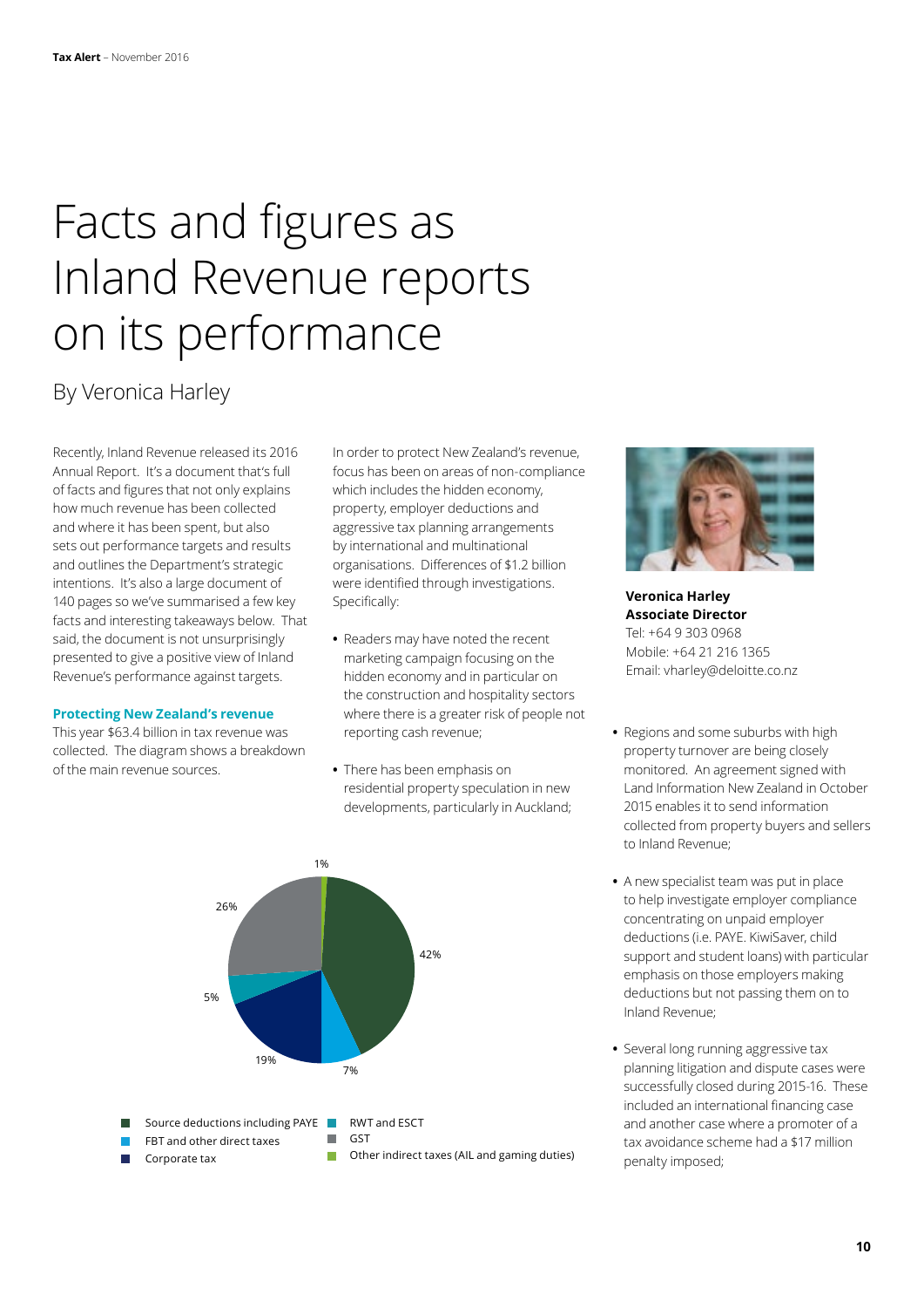# Facts and figures as Inland Revenue reports on its performance

By Veronica Harley

Recently, Inland Revenue released its 2016 Annual Report. It's a document that's full of facts and figures that not only explains how much revenue has been collected and where it has been spent, but also sets out performance targets and results and outlines the Department's strategic intentions. It's also a large document of 140 pages so we've summarised a few key facts and interesting takeaways below. That said, the document is not unsurprisingly presented to give a positive view of Inland Revenue's performance against targets.

**Protecting New Zealand's revenue**

This year $63.4 billion in tax revenue was collected. The diagram shows a breakdown of the main revenue sources.

1%
26%
42%
5%
19%
7%

Source deductions including PAYE
FBT and other direct taxes
Corporate tax
RWT and ESCT
GST
Other indirect taxes (AIL and gaming duties)

In order to protect New Zealand's revenue, focus has been on areas of non-compliance which includes the hidden economy, property, employer deductions and aggressive tax planning arrangements by international and multinational organisations. Differences of $1.2 billion were identified through investigations. Specifically:

- Readers may have noted the recent marketing campaign focusing on the hidden economy and in particular on the construction and hospitality sectors where there is a greater risk of people not reporting cash revenue;
- There has been emphasis on residential property speculation in new developments, particularly in Auckland;
- Regions and some suburbs with high property turnover are being closely monitored. An agreement signed with Land Information New Zealand in October 2015 enables it to send information collected from property buyers and sellers to Inland Revenue;
- A new specialist team was put in place to help investigate employer compliance concentrating on unpaid employer deductions (i.e. PAYE. KiwiSaver, child support and student loans) with particular emphasis on those employers making deductions but not passing them on to Inland Revenue;
- Several long running aggressive tax planning litigation and dispute cases were successfully closed during 2015-16. These included an international financing case and another case where a promoter of a tax avoidance scheme had a $17 million penalty imposed;

**Veronica Harley**
**Associate Director**
Tel: +64 9 303 0968
Mobile: +64 21 216 1365
Email: vharley@deloitte.co.nz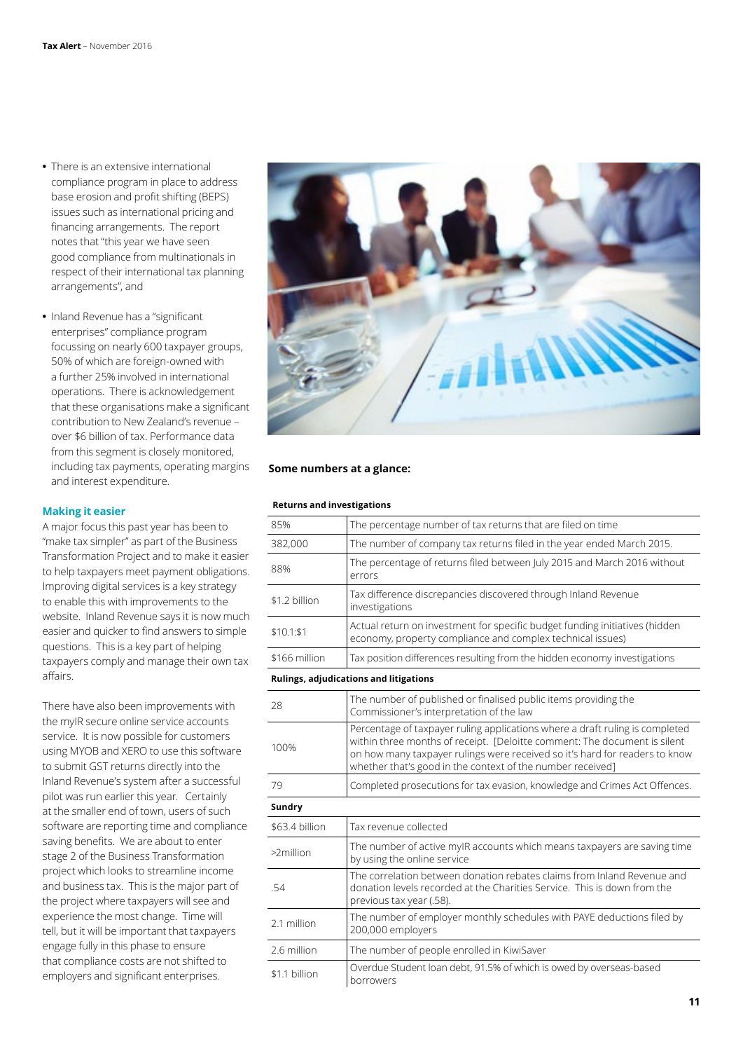- There is an extensive international compliance program in place to address base erosion and profit shifting (BEPS) issues such as international pricing and financing arrangements. The report notes that "this year we have seen good compliance from multinationals in respect of their international tax planning arrangements", and
- Inland Revenue has a "significant enterprises" compliance program focussing on nearly 600 taxpayer groups, 50% of which are foreign-owned with a further 25% involved in international operations. There is acknowledgement that these organisations make a significant contribution to New Zealand's revenue – over $6 billion of tax. Performance data from this segment is closely monitored, including tax payments, operating margins and interest expenditure.

### Making it easier

A major focus this past year has been to "make tax simpler" as part of the Business Transformation Project and to make it easier to help taxpayers meet payment obligations. Improving digital services is a key strategy to enable this with improvements to the website. Inland Revenue says it is now much easier and quicker to find answers to simple questions. This is a key part of helping taxpayers comply and manage their own tax affairs.

There have also been improvements with the myIR secure online service accounts service. It is now possible for customers using MYOB and XERO to use this software to submit GST returns directly into the Inland Revenue's system after a successful pilot was run earlier this year. Certainly at the smaller end of town, users of such software are reporting time and compliance saving benefits. We are about to enter stage 2 of the Business Transformation project which looks to streamline income and business tax. This is the major part of the project where taxpayers will see and experience the most change. Time will tell, but it will be important that taxpayers engage fully in this phase to ensure that compliance costs are not shifted to employers and significant enterprises.

**Some numbers at a glance:**

| | |
|---|---|
| **Returns and investigations** | |
| 85% | The percentage number of tax returns that are filed on time |
| 382,000 | The number of company tax returns filed in the year ended March 2015. |
| 88% | The percentage of returns filed between July 2015 and March 2016 without errors |
| $1.2 billion | Tax difference discrepancies discovered through Inland Revenue investigations |
| $10.1:$1 | Actual return on investment for specific budget funding initiatives (hidden economy, property compliance and complex technical issues) |
| $166 million | Tax position differences resulting from the hidden economy investigations |
| **Rulings, adjudications and litigations** | |
| 28 | The number of published or finalised public items providing the Commissioner's interpretation of the law |
| 100% | Percentage of taxpayer ruling applications where a draft ruling is completed within three months of receipt. [Deloitte comment: The document is silent on how many taxpayer rulings were received so it's hard for readers to know whether that's good in the context of the number received] |
| 79 | Completed prosecutions for tax evasion, knowledge and Crimes Act Offences. |
| **Sundry** | |
| $63.4 billion | Tax revenue collected |
| >2million | The number of active myIR accounts which means taxpayers are saving time by using the online service |
| .54 | The correlation between donation rebates claims from Inland Revenue and donation levels recorded at the Charities Service. This is down from the previous tax year (.58). |
| 2.1 million | The number of employer monthly schedules with PAYE deductions filed by 200,000 employers |
| 2.6 million | The number of people enrolled in KiwiSaver |
| $1.1 billion | Overdue Student loan debt, 91.5% of which is owed by overseas-based borrowers |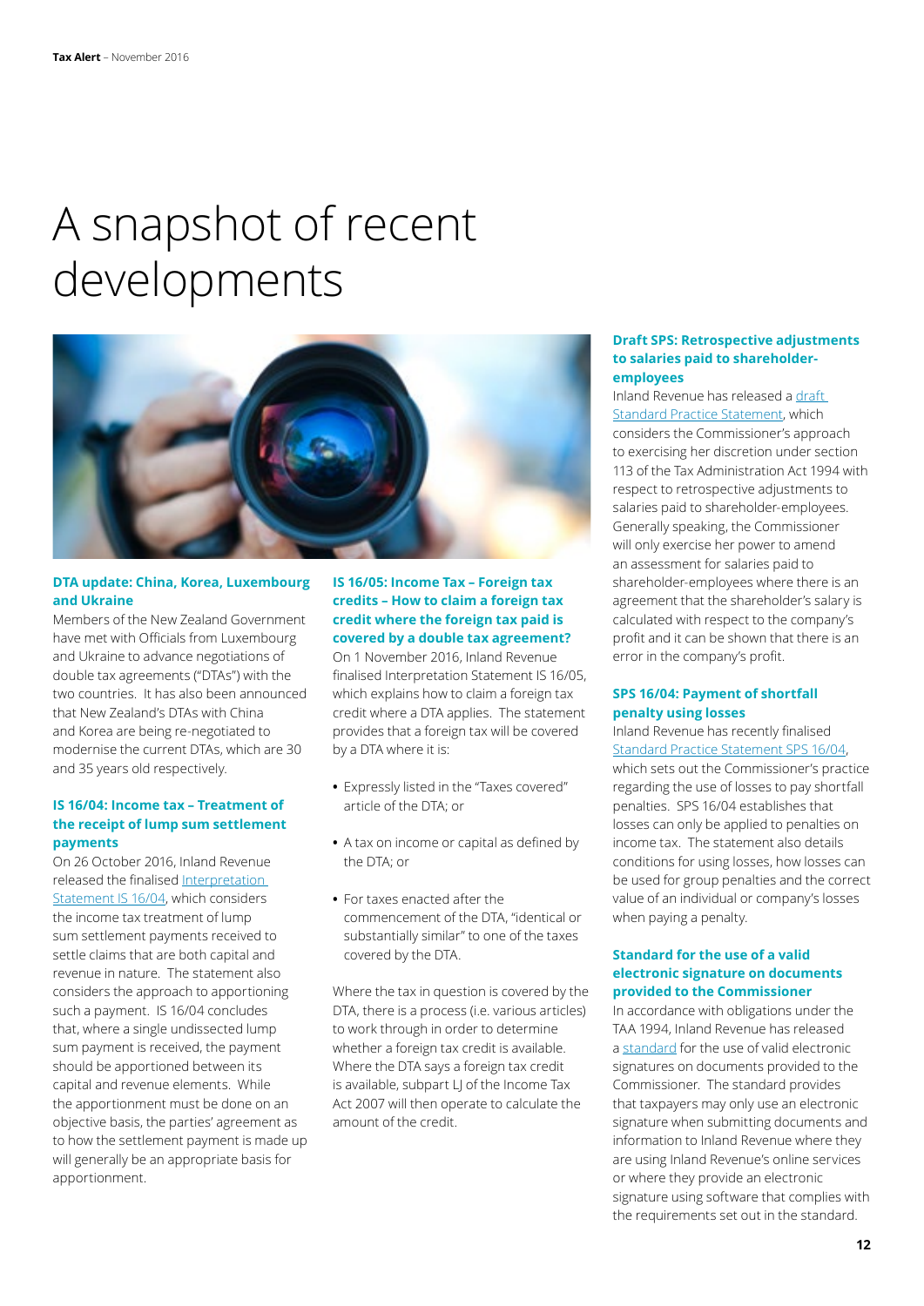# A snapshot of recent developments

### DTA update: China, Korea, Luxembourg and Ukraine

Members of the New Zealand Government have met with Officials from Luxembourg and Ukraine to advance negotiations of double tax agreements ("DTAs") with the two countries. It has also been announced that New Zealand's DTAs with China and Korea are being re-negotiated to modernise the current DTAs, which are 30 and 35 years old respectively.

### IS 16/04: Income tax – Treatment of the receipt of lump sum settlement payments

On 26 October 2016, Inland Revenue released the finalised Interpretation Statement IS 16/04, which considers the income tax treatment of lump sum settlement payments received to settle claims that are both capital and revenue in nature. The statement also considers the approach to apportioning such a payment. IS 16/04 concludes that, where a single undissected lump sum payment is received, the payment should be apportioned between its capital and revenue elements. While the apportionment must be done on an objective basis, the parties' agreement as to how the settlement payment is made up will generally be an appropriate basis for apportionment.

### IS 16/05: Income Tax – Foreign tax credits – How to claim a foreign tax credit where the foreign tax paid is covered by a double tax agreement?

On 1 November 2016, Inland Revenue finalised Interpretation Statement IS 16/05, which explains how to claim a foreign tax credit where a DTA applies. The statement provides that a foreign tax will be covered by a DTA where it is:

- Expressly listed in the "Taxes covered" article of the DTA; or
- A tax on income or capital as defined by the DTA; or
- For taxes enacted after the commencement of the DTA, "identical or substantially similar" to one of the taxes covered by the DTA.

Where the tax in question is covered by the DTA, there is a process (i.e. various articles) to work through in order to determine whether a foreign tax credit is available. Where the DTA says a foreign tax credit is available, subpart LJ of the Income Tax Act 2007 will then operate to calculate the amount of the credit.

### Draft SPS: Retrospective adjustments to salaries paid to shareholder-employees

Inland Revenue has released a draft Standard Practice Statement, which considers the Commissioner's approach to exercising her discretion under section 113 of the Tax Administration Act 1994 with respect to retrospective adjustments to salaries paid to shareholder-employees. Generally speaking, the Commissioner will only exercise her power to amend an assessment for salaries paid to shareholder-employees where there is an agreement that the shareholder's salary is calculated with respect to the company's profit and it can be shown that there is an error in the company's profit.

### SPS 16/04: Payment of shortfall penalty using losses

Inland Revenue has recently finalised Standard Practice Statement SPS 16/04, which sets out the Commissioner's practice regarding the use of losses to pay shortfall penalties. SPS 16/04 establishes that losses can only be applied to penalties on income tax. The statement also details conditions for using losses, how losses can be used for group penalties and the correct value of an individual or company's losses when paying a penalty.

### Standard for the use of a valid electronic signature on documents provided to the Commissioner

In accordance with obligations under the TAA 1994, Inland Revenue has released a standard for the use of valid electronic signatures on documents provided to the Commissioner. The standard provides that taxpayers may only use an electronic signature when submitting documents and information to Inland Revenue where they are using Inland Revenue's online services or where they provide an electronic signature using software that complies with the requirements set out in the standard.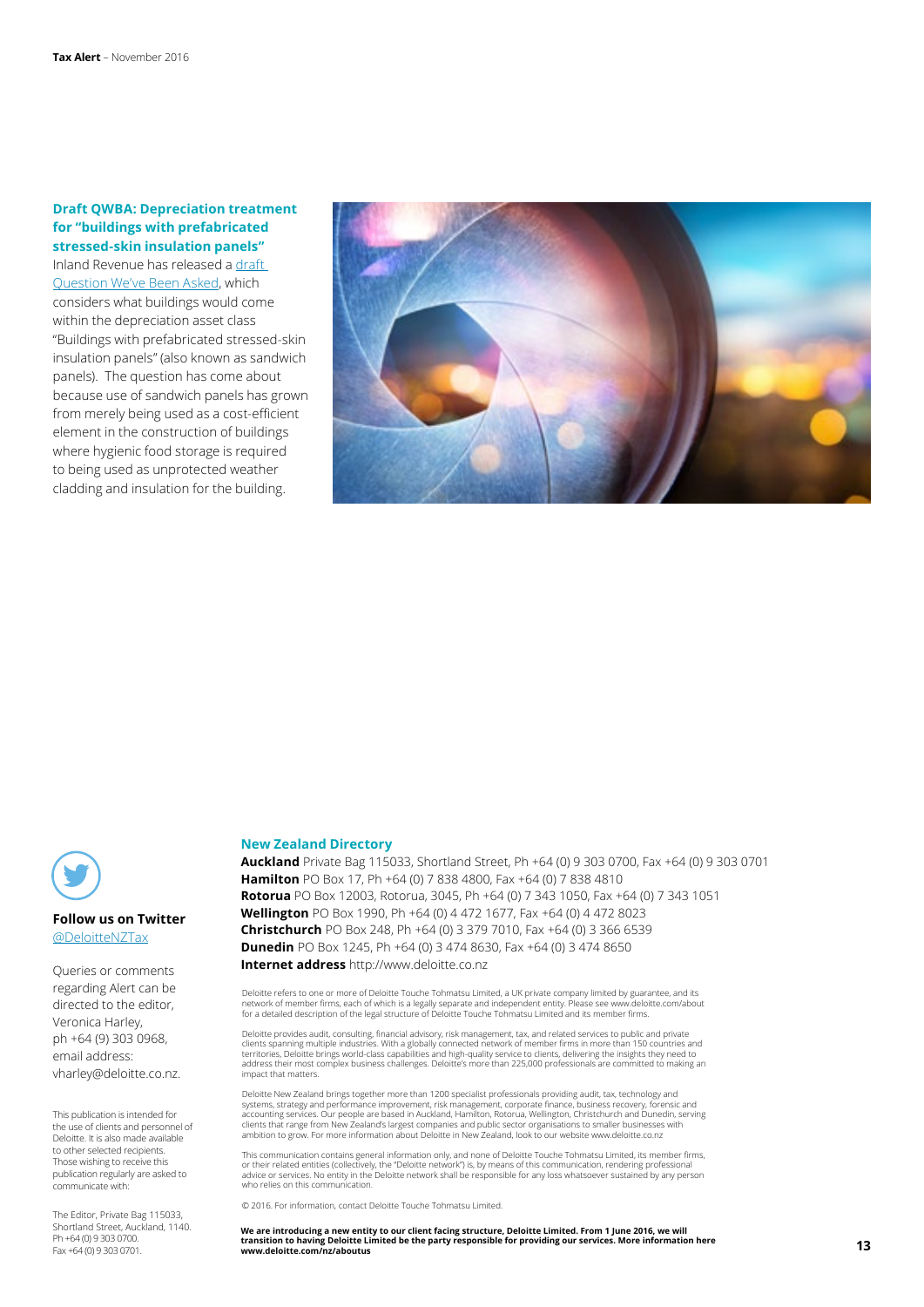### Draft QWBA: Depreciation treatment for "buildings with prefabricated stressed-skin insulation panels"

Inland Revenue has released a draft Question We've Been Asked, which considers what buildings would come within the depreciation asset class "Buildings with prefabricated stressed-skin insulation panels" (also known as sandwich panels). The question has come about because use of sandwich panels has grown from merely being used as a cost-efficient element in the construction of buildings where hygienic food storage is required to being used as unprotected weather cladding and insulation for the building.

**Follow us on Twitter**
@DeloitteNZTax

Queries or comments regarding Alert can be directed to the editor, Veronica Harley, ph +64 (9) 303 0968, email address: vharley@deloitte.co.nz.

This publication is intended for the use of clients and personnel of Deloitte. It is also made available to other selected recipients. Those wishing to receive this publication regularly are asked to communicate with:

The Editor, Private Bag 115033, Shortland Street, Auckland, 1140. Ph +64 (0) 9 303 0700. Fax +64 (0) 9 303 0701.

### New Zealand Directory

**Auckland** Private Bag 115033, Shortland Street, Ph +64 (0) 9 303 0700, Fax +64 (0) 9 303 0701
**Hamilton** PO Box 17, Ph +64 (0) 7 838 4800, Fax +64 (0) 7 838 4810
**Rotorua** PO Box 12003, Rotorua, 3045, Ph +64 (0) 7 343 1050, Fax +64 (0) 7 343 1051
**Wellington** PO Box 1990, Ph +64 (0) 4 472 1677, Fax +64 (0) 4 472 8023
**Christchurch** PO Box 248, Ph +64 (0) 3 379 7010, Fax +64 (0) 3 366 6539
**Dunedin** PO Box 1245, Ph +64 (0) 3 474 8630, Fax +64 (0) 3 474 8650
**Internet address** http://www.deloitte.co.nz

Deloitte refers to one or more of Deloitte Touche Tohmatsu Limited, a UK private company limited by guarantee, and its network of member firms, each of which is a legally separate and independent entity. Please see www.deloitte.com/about for a detailed description of the legal structure of Deloitte Touche Tohmatsu Limited and its member firms.

Deloitte provides audit, consulting, financial advisory, risk management, tax, and related services to public and private clients spanning multiple industries. With a globally connected network of member firms in more than 150 countries and territories, Deloitte brings world-class capabilities and high-quality service to clients, delivering the insights they need to address their most complex business challenges. Deloitte's more than 225,000 professionals are committed to making an impact that matters.

Deloitte New Zealand brings together more than 1200 specialist professionals providing audit, tax, technology and systems, strategy and performance improvement, risk management, corporate finance, business recovery, forensic and accounting services. Our people are based in Auckland, Hamilton, Rotorua, Wellington, Christchurch and Dunedin, serving clients that range from New Zealand's largest companies and public sector organisations to smaller businesses with ambition to grow. For more information about Deloitte in New Zealand, look to our website www.deloitte.co.nz

This communication contains general information only, and none of Deloitte Touche Tohmatsu Limited, its member firms, or their related entities (collectively, the "Deloitte network") is, by means of this communication, rendering professional advice or services. No entity in the Deloitte network shall be responsible for any loss whatsoever sustained by any person who relies on this communication.

© 2016. For information, contact Deloitte Touche Tohmatsu Limited.

**We are introducing a new entity to our client facing structure, Deloitte Limited. From 1 June 2016, we will transition to having Deloitte Limited be the party responsible for providing our services. More information here www.deloitte.com/nz/aboutus**